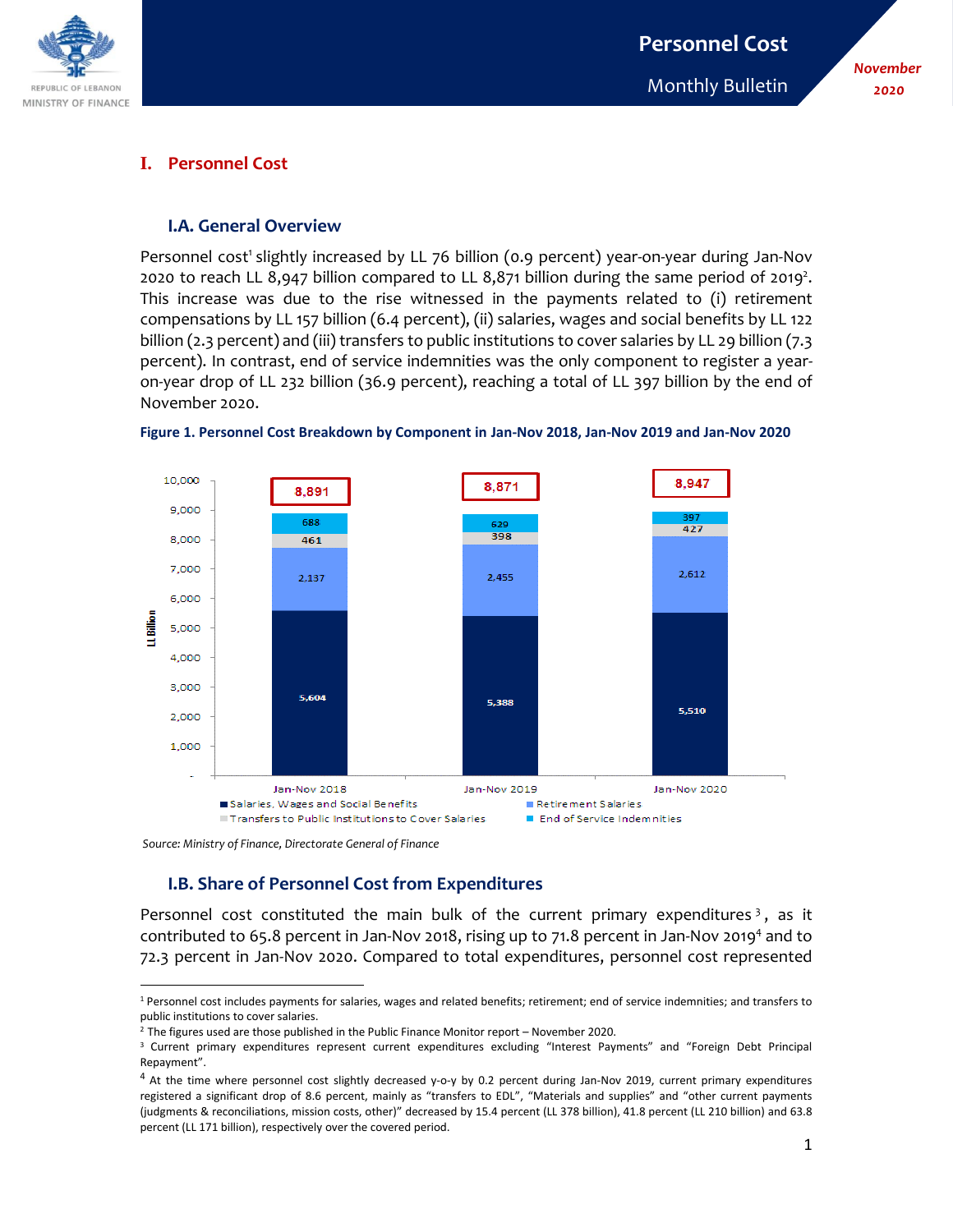# Personnel Cost

Monthly Bulletin

November 2020

## I. Personnel Cost

### I.A. General Overview

Personnel cost[1] slightly increased by LL 76 billion (0.9 percent) year-on-year during Jan-Nov 2020 to reach LL 8,947 billion compared to LL 8,871 billion during the same period of 2019[2]. This increase was due to the rise witnessed in the payments related to (i) retirement compensations by LL 157 billion (6.4 percent), (ii) salaries, wages and social benefits by LL 122 billion (2.3 percent) and (iii) transfers to public institutions to cover salaries by LL 29 billion (7.3 percent). In contrast, end of service indemnities was the only component to register a year-on-year drop of LL 232 billion (36.9 percent), reaching a total of LL 397 billion by the end of November 2020.

**Figure 1. Personnel Cost Breakdown by Component in Jan-Nov 2018, Jan-Nov 2019 and Jan-Nov 2020**

| LL Billion | Jan-Nov 2018 | Jan-Nov 2019 | Jan-Nov 2020 |
|---|---|---|---|
| Salaries, Wages and Social Benefits | 5,604 | 5,388 | 5,510 |
| Retirement Salaries | 2,137 | 2,455 | 2,612 |
| Transfers to Public Institutions to Cover Salaries | 461 | 398 | 427 |
| End of Service Indemnities | 688 | 629 | 397 |
| Total | 8,891 | 8,871 | 8,947 |

*Source: Ministry of Finance, Directorate General of Finance*

### I.B. Share of Personnel Cost from Expenditures

Personnel cost constituted the main bulk of the current primary expenditures[3], as it contributed to 65.8 percent in Jan-Nov 2018, rising up to 71.8 percent in Jan-Nov 2019[4] and to 72.3 percent in Jan-Nov 2020. Compared to total expenditures, personnel cost represented

---

[1] Personnel cost includes payments for salaries, wages and related benefits; retirement; end of service indemnities; and transfers to public institutions to cover salaries.

[2] The figures used are those published in the Public Finance Monitor report – November 2020.

[3] Current primary expenditures represent current expenditures excluding "Interest Payments" and "Foreign Debt Principal Repayment".

[4] At the time where personnel cost slightly decreased y-o-y by 0.2 percent during Jan-Nov 2019, current primary expenditures registered a significant drop of 8.6 percent, mainly as "transfers to EDL", "Materials and supplies" and "other current payments (judgments & reconciliations, mission costs, other)" decreased by 15.4 percent (LL 378 billion), 41.8 percent (LL 210 billion) and 63.8 percent (LL 171 billion), respectively over the covered period.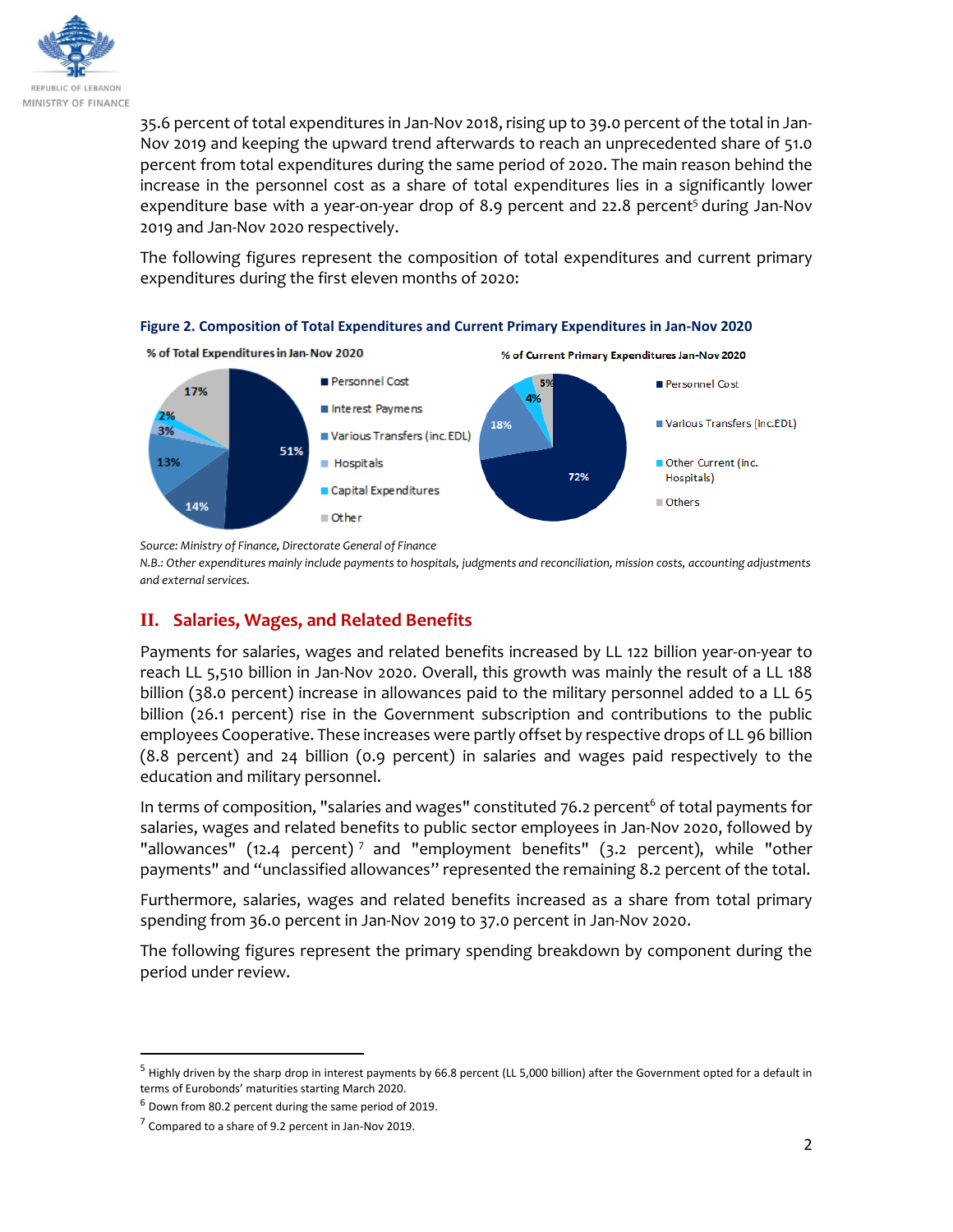35.6 percent of total expenditures in Jan-Nov 2018, rising up to 39.0 percent of the total in Jan-Nov 2019 and keeping the upward trend afterwards to reach an unprecedented share of 51.0 percent from total expenditures during the same period of 2020. The main reason behind the increase in the personnel cost as a share of total expenditures lies in a significantly lower expenditure base with a year-on-year drop of 8.9 percent and 22.8 percent[5] during Jan-Nov 2019 and Jan-Nov 2020 respectively.

The following figures represent the composition of total expenditures and current primary expenditures during the first eleven months of 2020:

**Figure 2. Composition of Total Expenditures and Current Primary Expenditures in Jan-Nov 2020**

*Source: Ministry of Finance, Directorate General of Finance*

*N.B.: Other expenditures mainly include payments to hospitals, judgments and reconciliation, mission costs, accounting adjustments and external services.*

## II. Salaries, Wages, and Related Benefits

Payments for salaries, wages and related benefits increased by LL 122 billion year-on-year to reach LL 5,510 billion in Jan-Nov 2020. Overall, this growth was mainly the result of a LL 188 billion (38.0 percent) increase in allowances paid to the military personnel added to a LL 65 billion (26.1 percent) rise in the Government subscription and contributions to the public employees Cooperative. These increases were partly offset by respective drops of LL 96 billion (8.8 percent) and 24 billion (0.9 percent) in salaries and wages paid respectively to the education and military personnel.

In terms of composition, "salaries and wages" constituted 76.2 percent[6] of total payments for salaries, wages and related benefits to public sector employees in Jan-Nov 2020, followed by "allowances" (12.4 percent)[7] and "employment benefits" (3.2 percent), while "other payments" and "unclassified allowances" represented the remaining 8.2 percent of the total.

Furthermore, salaries, wages and related benefits increased as a share from total primary spending from 36.0 percent in Jan-Nov 2019 to 37.0 percent in Jan-Nov 2020.

The following figures represent the primary spending breakdown by component during the period under review.

---

[5] Highly driven by the sharp drop in interest payments by 66.8 percent (LL 5,000 billion) after the Government opted for a default in terms of Eurobonds' maturities starting March 2020.

[6] Down from 80.2 percent during the same period of 2019.

[7] Compared to a share of 9.2 percent in Jan-Nov 2019.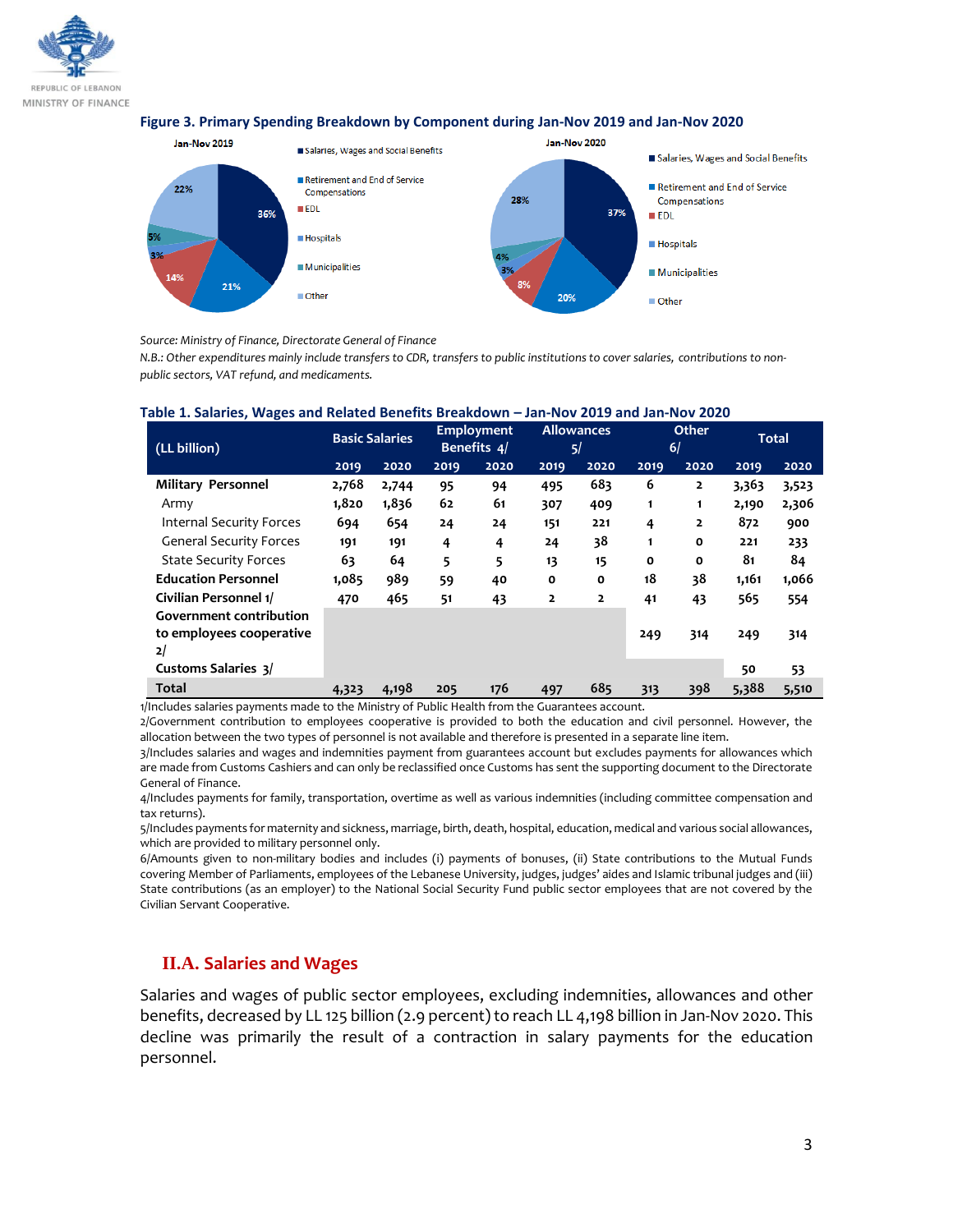**Figure 3. Primary Spending Breakdown by Component during Jan-Nov 2019 and Jan-Nov 2020**

Jan-Nov 2019: Salaries, Wages and Social Benefits 36%; Retirement and End of Service Compensations 21%; EDL 14%; Hospitals 3%; Municipalities 5%; Other 22%

Jan-Nov 2020: Salaries, Wages and Social Benefits 37%; Retirement and End of Service Compensations 20%; EDL 8%; Hospitals 3%; Municipalities 4%; Other 28%

*Source: Ministry of Finance, Directorate General of Finance*

*N.B.: Other expenditures mainly include transfers to CDR, transfers to public institutions to cover salaries, contributions to non-public sectors, VAT refund, and medicaments.*

**Table 1. Salaries, Wages and Related Benefits Breakdown – Jan-Nov 2019 and Jan-Nov 2020**

| (LL billion) | Basic Salaries | | Employment Benefits 4/ | | Allowances 5/ | | Other 6/ | | Total | |
|---|---|---|---|---|---|---|---|---|---|---|
| | 2019 | 2020 | 2019 | 2020 | 2019 | 2020 | 2019 | 2020 | 2019 | 2020 |
| **Military Personnel** | 2,768 | 2,744 | 95 | 94 | 495 | 683 | 6 | 2 | 3,363 | 3,523 |
| Army | 1,820 | 1,836 | 62 | 61 | 307 | 409 | 1 | 1 | 2,190 | 2,306 |
| Internal Security Forces | 694 | 654 | 24 | 24 | 151 | 221 | 4 | 2 | 872 | 900 |
| General Security Forces | 191 | 191 | 4 | 4 | 24 | 38 | 1 | 0 | 221 | 233 |
| State Security Forces | 63 | 64 | 5 | 5 | 13 | 15 | 0 | 0 | 81 | 84 |
| **Education Personnel** | 1,085 | 989 | 59 | 40 | 0 | 0 | 18 | 38 | 1,161 | 1,066 |
| **Civilian Personnel 1/** | 470 | 465 | 51 | 43 | 2 | 2 | 41 | 43 | 565 | 554 |
| **Government contribution to employees cooperative 2/** | | | | | | | 249 | 314 | 249 | 314 |
| **Customs Salaries 3/** | | | | | | | | | 50 | 53 |
| **Total** | 4,323 | 4,198 | 205 | 176 | 497 | 685 | 313 | 398 | 5,388 | 5,510 |

1/Includes salaries payments made to the Ministry of Public Health from the Guarantees account.

2/Government contribution to employees cooperative is provided to both the education and civil personnel. However, the allocation between the two types of personnel is not available and therefore is presented in a separate line item.

3/Includes salaries and wages and indemnities payment from guarantees account but excludes payments for allowances which are made from Customs Cashiers and can only be reclassified once Customs has sent the supporting document to the Directorate General of Finance.

4/Includes payments for family, transportation, overtime as well as various indemnities (including committee compensation and tax returns).

5/Includes payments for maternity and sickness, marriage, birth, death, hospital, education, medical and various social allowances, which are provided to military personnel only.

6/Amounts given to non-military bodies and includes (i) payments of bonuses, (ii) State contributions to the Mutual Funds covering Member of Parliaments, employees of the Lebanese University, judges, judges' aides and Islamic tribunal judges and (iii) State contributions (as an employer) to the National Social Security Fund public sector employees that are not covered by the Civilian Servant Cooperative.

## II.A. Salaries and Wages

Salaries and wages of public sector employees, excluding indemnities, allowances and other benefits, decreased by LL 125 billion (2.9 percent) to reach LL 4,198 billion in Jan-Nov 2020. This decline was primarily the result of a contraction in salary payments for the education personnel.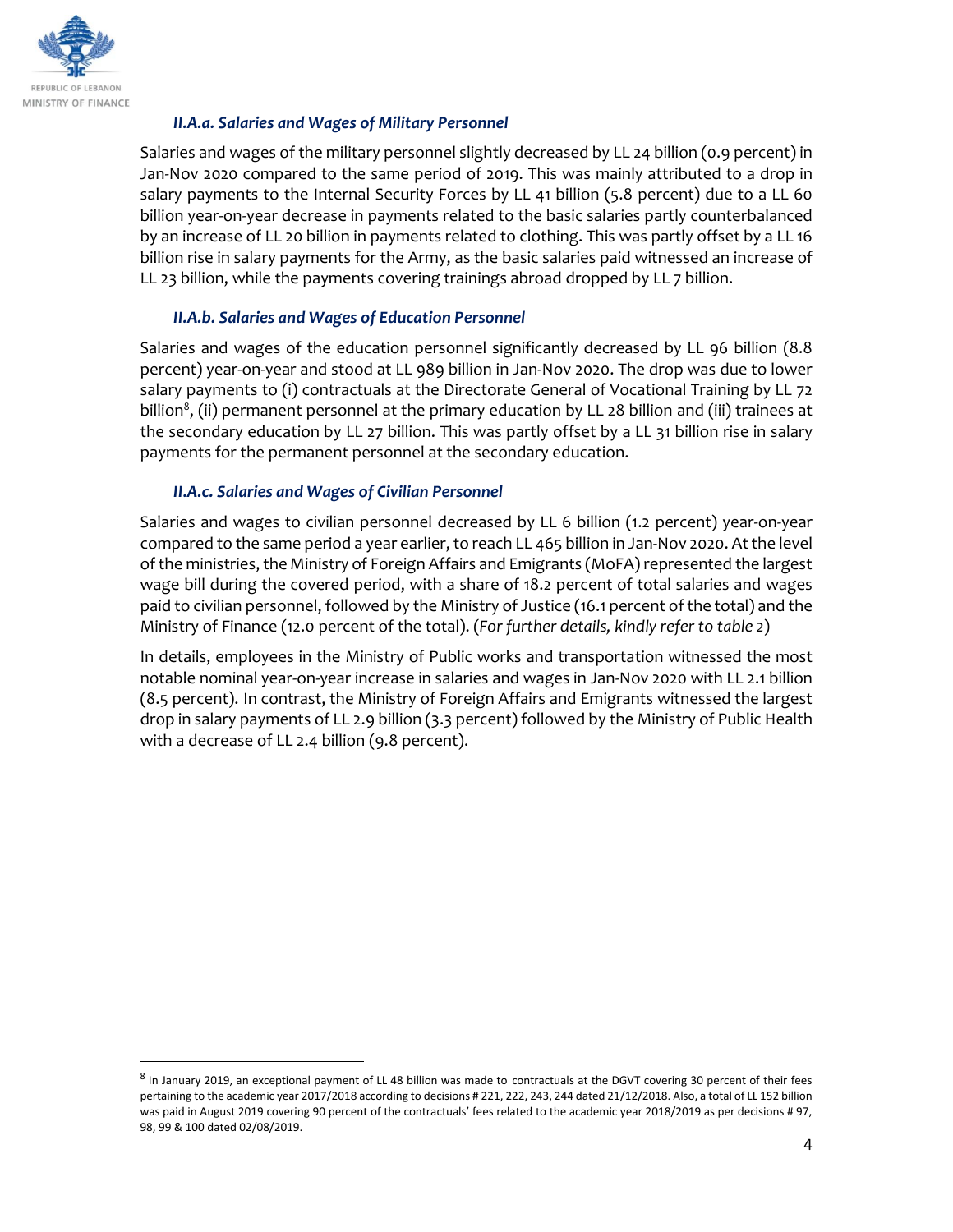#### *II.A.a. Salaries and Wages of Military Personnel*

Salaries and wages of the military personnel slightly decreased by LL 24 billion (0.9 percent) in Jan-Nov 2020 compared to the same period of 2019. This was mainly attributed to a drop in salary payments to the Internal Security Forces by LL 41 billion (5.8 percent) due to a LL 60 billion year-on-year decrease in payments related to the basic salaries partly counterbalanced by an increase of LL 20 billion in payments related to clothing. This was partly offset by a LL 16 billion rise in salary payments for the Army, as the basic salaries paid witnessed an increase of LL 23 billion, while the payments covering trainings abroad dropped by LL 7 billion.

#### *II.A.b. Salaries and Wages of Education Personnel*

Salaries and wages of the education personnel significantly decreased by LL 96 billion (8.8 percent) year-on-year and stood at LL 989 billion in Jan-Nov 2020. The drop was due to lower salary payments to (i) contractuals at the Directorate General of Vocational Training by LL 72 billion[8], (ii) permanent personnel at the primary education by LL 28 billion and (iii) trainees at the secondary education by LL 27 billion. This was partly offset by a LL 31 billion rise in salary payments for the permanent personnel at the secondary education.

#### *II.A.c. Salaries and Wages of Civilian Personnel*

Salaries and wages to civilian personnel decreased by LL 6 billion (1.2 percent) year-on-year compared to the same period a year earlier, to reach LL 465 billion in Jan-Nov 2020. At the level of the ministries, the Ministry of Foreign Affairs and Emigrants (MoFA) represented the largest wage bill during the covered period, with a share of 18.2 percent of total salaries and wages paid to civilian personnel, followed by the Ministry of Justice (16.1 percent of the total) and the Ministry of Finance (12.0 percent of the total). (*For further details, kindly refer to table 2*)

In details, employees in the Ministry of Public works and transportation witnessed the most notable nominal year-on-year increase in salaries and wages in Jan-Nov 2020 with LL 2.1 billion (8.5 percent). In contrast, the Ministry of Foreign Affairs and Emigrants witnessed the largest drop in salary payments of LL 2.9 billion (3.3 percent) followed by the Ministry of Public Health with a decrease of LL 2.4 billion (9.8 percent).

---

[8] In January 2019, an exceptional payment of LL 48 billion was made to contractuals at the DGVT covering 30 percent of their fees pertaining to the academic year 2017/2018 according to decisions # 221, 222, 243, 244 dated 21/12/2018. Also, a total of LL 152 billion was paid in August 2019 covering 90 percent of the contractuals' fees related to the academic year 2018/2019 as per decisions # 97, 98, 99 & 100 dated 02/08/2019.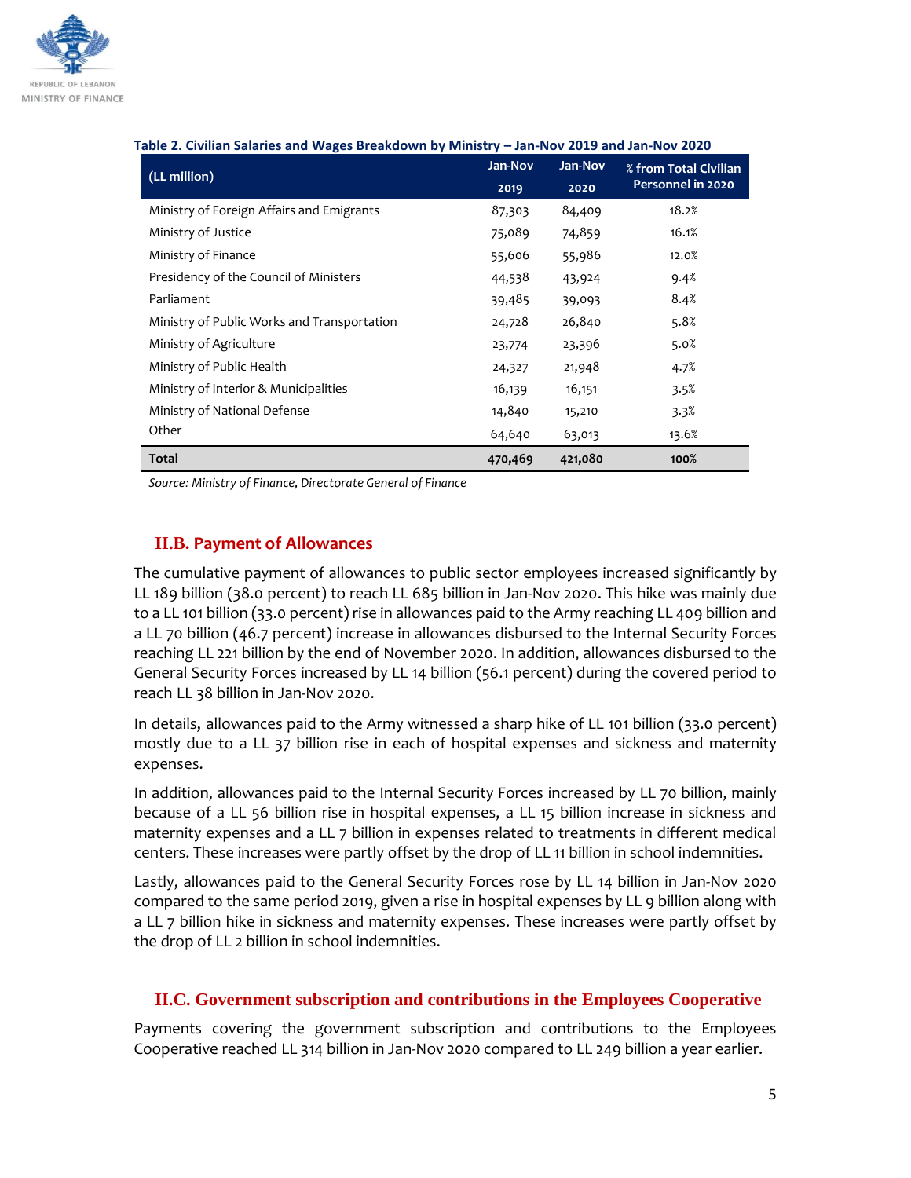**Table 2. Civilian Salaries and Wages Breakdown by Ministry – Jan-Nov 2019 and Jan-Nov 2020**

| (LL million) | Jan-Nov 2019 | Jan-Nov 2020 | % from Total Civilian Personnel in 2020 |
|---|---|---|---|
| Ministry of Foreign Affairs and Emigrants | 87,303 | 84,409 | 18.2% |
| Ministry of Justice | 75,089 | 74,859 | 16.1% |
| Ministry of Finance | 55,606 | 55,986 | 12.0% |
| Presidency of the Council of Ministers | 44,538 | 43,924 | 9.4% |
| Parliament | 39,485 | 39,093 | 8.4% |
| Ministry of Public Works and Transportation | 24,728 | 26,840 | 5.8% |
| Ministry of Agriculture | 23,774 | 23,396 | 5.0% |
| Ministry of Public Health | 24,327 | 21,948 | 4.7% |
| Ministry of Interior & Municipalities | 16,139 | 16,151 | 3.5% |
| Ministry of National Defense | 14,840 | 15,210 | 3.3% |
| Other | 64,640 | 63,013 | 13.6% |
| **Total** | **470,469** | **421,080** | **100%** |

*Source: Ministry of Finance, Directorate General of Finance*

## II.B. Payment of Allowances

The cumulative payment of allowances to public sector employees increased significantly by LL 189 billion (38.0 percent) to reach LL 685 billion in Jan-Nov 2020. This hike was mainly due to a LL 101 billion (33.0 percent) rise in allowances paid to the Army reaching LL 409 billion and a LL 70 billion (46.7 percent) increase in allowances disbursed to the Internal Security Forces reaching LL 221 billion by the end of November 2020. In addition, allowances disbursed to the General Security Forces increased by LL 14 billion (56.1 percent) during the covered period to reach LL 38 billion in Jan-Nov 2020.

In details, allowances paid to the Army witnessed a sharp hike of LL 101 billion (33.0 percent) mostly due to a LL 37 billion rise in each of hospital expenses and sickness and maternity expenses.

In addition, allowances paid to the Internal Security Forces increased by LL 70 billion, mainly because of a LL 56 billion rise in hospital expenses, a LL 15 billion increase in sickness and maternity expenses and a LL 7 billion in expenses related to treatments in different medical centers. These increases were partly offset by the drop of LL 11 billion in school indemnities.

Lastly, allowances paid to the General Security Forces rose by LL 14 billion in Jan-Nov 2020 compared to the same period 2019, given a rise in hospital expenses by LL 9 billion along with a LL 7 billion hike in sickness and maternity expenses. These increases were partly offset by the drop of LL 2 billion in school indemnities.

## II.C. Government subscription and contributions in the Employees Cooperative

Payments covering the government subscription and contributions to the Employees Cooperative reached LL 314 billion in Jan-Nov 2020 compared to LL 249 billion a year earlier.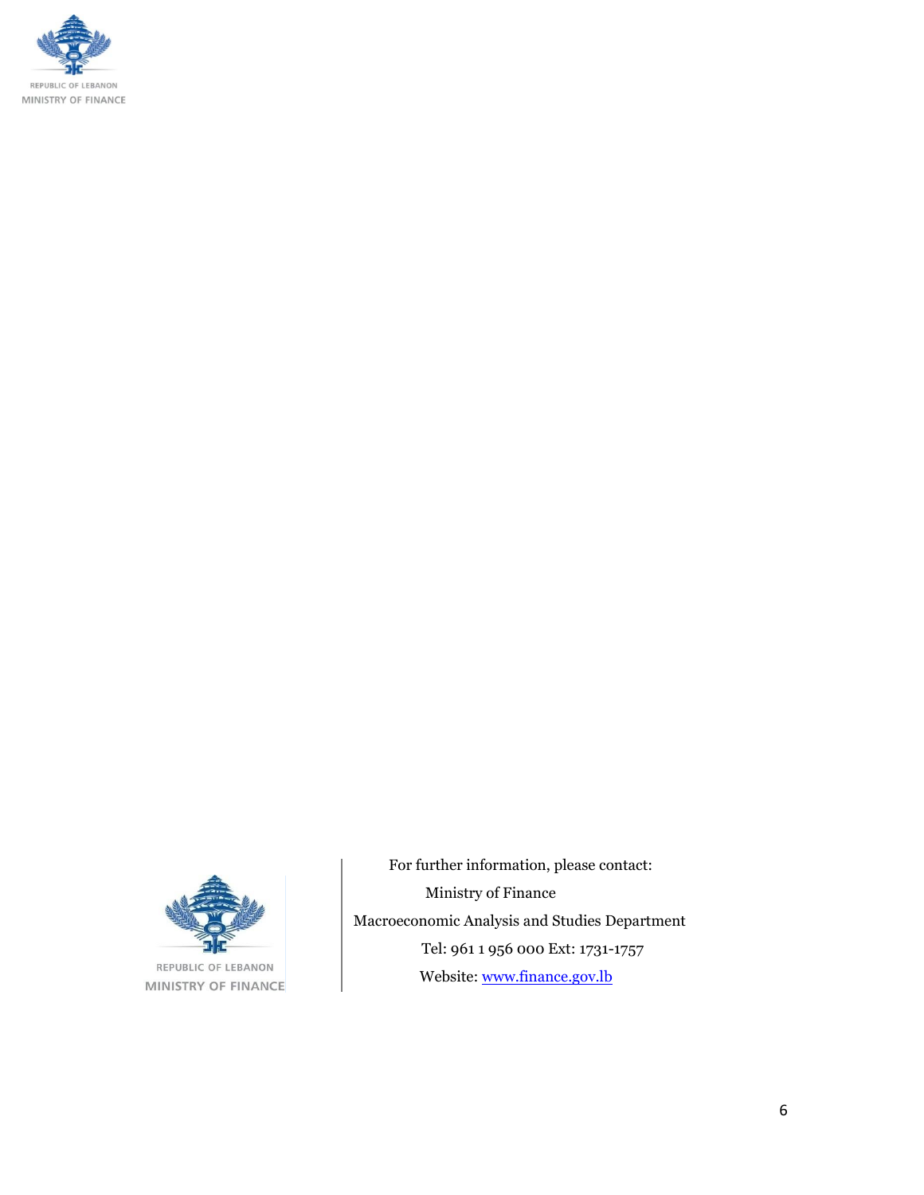REPUBLIC OF LEBANON
MINISTRY OF FINANCE

REPUBLIC OF LEBANON
MINISTRY OF FINANCE

For further information, please contact:

Ministry of Finance

Macroeconomic Analysis and Studies Department

Tel: 961 1 956 000 Ext: 1731-1757

Website: www.finance.gov.lb